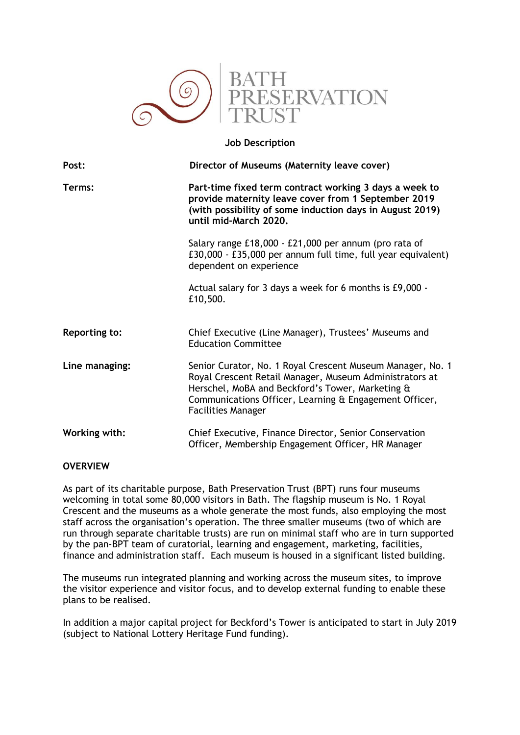BATH PRESERVATION TRUST

**Job Description**

| | |
|---|---|
| **Post:** | **Director of Museums (Maternity leave cover)** |
| **Terms:** | **Part-time fixed term contract working 3 days a week to provide maternity leave cover from 1 September 2019 (with possibility of some induction days in August 2019) until mid-March 2020.**<br><br>Salary range £18,000 - £21,000 per annum (pro rata of £30,000 - £35,000 per annum full time, full year equivalent) dependent on experience<br><br>Actual salary for 3 days a week for 6 months is £9,000 - £10,500. |
| **Reporting to:** | Chief Executive (Line Manager), Trustees' Museums and Education Committee |
| **Line managing:** | Senior Curator, No. 1 Royal Crescent Museum Manager, No. 1 Royal Crescent Retail Manager, Museum Administrators at Herschel, MoBA and Beckford's Tower, Marketing & Communications Officer, Learning & Engagement Officer, Facilities Manager |
| **Working with:** | Chief Executive, Finance Director, Senior Conservation Officer, Membership Engagement Officer, HR Manager |

**OVERVIEW**

As part of its charitable purpose, Bath Preservation Trust (BPT) runs four museums welcoming in total some 80,000 visitors in Bath. The flagship museum is No. 1 Royal Crescent and the museums as a whole generate the most funds, also employing the most staff across the organisation's operation. The three smaller museums (two of which are run through separate charitable trusts) are run on minimal staff who are in turn supported by the pan-BPT team of curatorial, learning and engagement, marketing, facilities, finance and administration staff. Each museum is housed in a significant listed building.

The museums run integrated planning and working across the museum sites, to improve the visitor experience and visitor focus, and to develop external funding to enable these plans to be realised.

In addition a major capital project for Beckford's Tower is anticipated to start in July 2019 (subject to National Lottery Heritage Fund funding).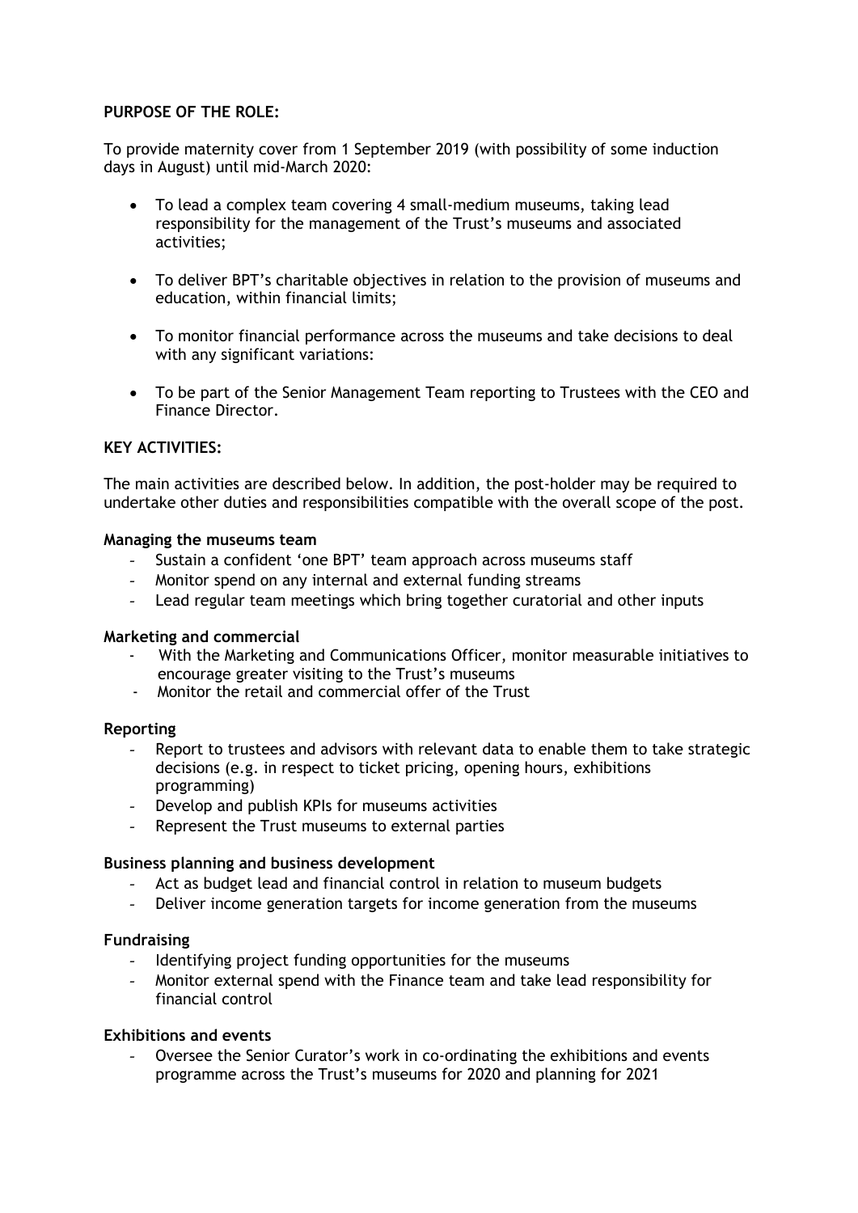**PURPOSE OF THE ROLE:**

To provide maternity cover from 1 September 2019 (with possibility of some induction days in August) until mid-March 2020:

- To lead a complex team covering 4 small-medium museums, taking lead responsibility for the management of the Trust's museums and associated activities;
- To deliver BPT's charitable objectives in relation to the provision of museums and education, within financial limits;
- To monitor financial performance across the museums and take decisions to deal with any significant variations:
- To be part of the Senior Management Team reporting to Trustees with the CEO and Finance Director.

**KEY ACTIVITIES:**

The main activities are described below. In addition, the post-holder may be required to undertake other duties and responsibilities compatible with the overall scope of the post.

**Managing the museums team**

- Sustain a confident 'one BPT' team approach across museums staff
- Monitor spend on any internal and external funding streams
- Lead regular team meetings which bring together curatorial and other inputs

**Marketing and commercial**

- With the Marketing and Communications Officer, monitor measurable initiatives to encourage greater visiting to the Trust's museums
- Monitor the retail and commercial offer of the Trust

**Reporting**

- Report to trustees and advisors with relevant data to enable them to take strategic decisions (e.g. in respect to ticket pricing, opening hours, exhibitions programming)
- Develop and publish KPIs for museums activities
- Represent the Trust museums to external parties

**Business planning and business development**

- Act as budget lead and financial control in relation to museum budgets
- Deliver income generation targets for income generation from the museums

**Fundraising**

- Identifying project funding opportunities for the museums
- Monitor external spend with the Finance team and take lead responsibility for financial control

**Exhibitions and events**

- Oversee the Senior Curator's work in co-ordinating the exhibitions and events programme across the Trust's museums for 2020 and planning for 2021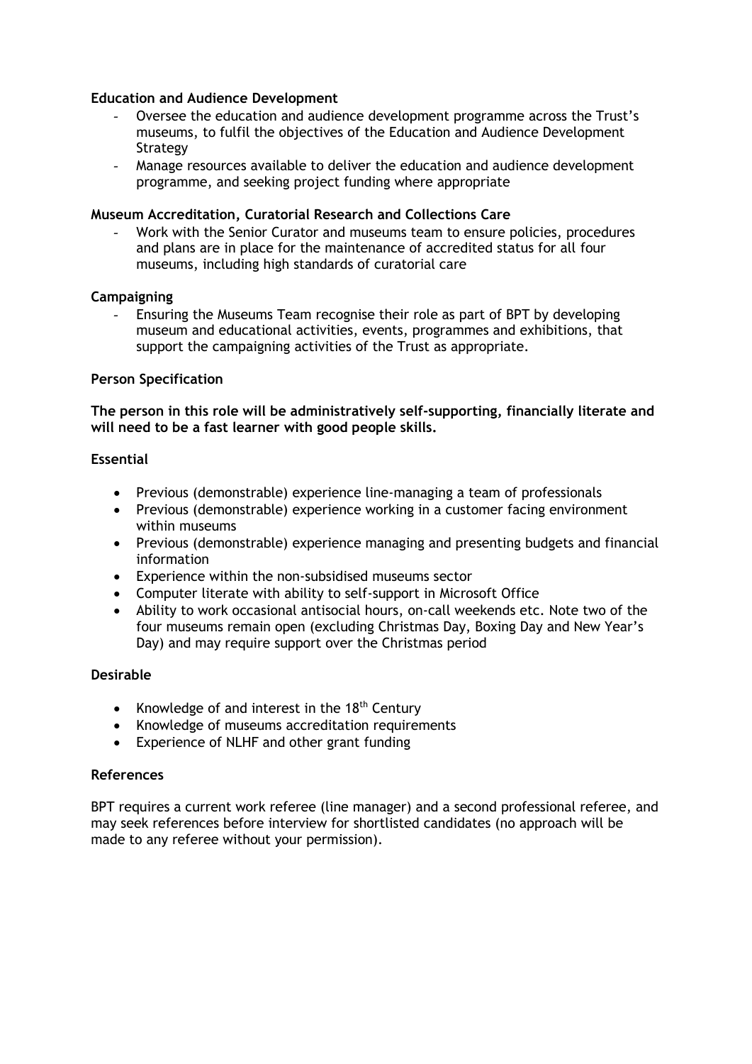**Education and Audience Development**

- Oversee the education and audience development programme across the Trust's museums, to fulfil the objectives of the Education and Audience Development Strategy
- Manage resources available to deliver the education and audience development programme, and seeking project funding where appropriate

**Museum Accreditation, Curatorial Research and Collections Care**

- Work with the Senior Curator and museums team to ensure policies, procedures and plans are in place for the maintenance of accredited status for all four museums, including high standards of curatorial care

**Campaigning**

- Ensuring the Museums Team recognise their role as part of BPT by developing museum and educational activities, events, programmes and exhibitions, that support the campaigning activities of the Trust as appropriate.

**Person Specification**

**The person in this role will be administratively self-supporting, financially literate and will need to be a fast learner with good people skills.**

**Essential**

- Previous (demonstrable) experience line-managing a team of professionals
- Previous (demonstrable) experience working in a customer facing environment within museums
- Previous (demonstrable) experience managing and presenting budgets and financial information
- Experience within the non-subsidised museums sector
- Computer literate with ability to self-support in Microsoft Office
- Ability to work occasional antisocial hours, on-call weekends etc. Note two of the four museums remain open (excluding Christmas Day, Boxing Day and New Year's Day) and may require support over the Christmas period

**Desirable**

- Knowledge of and interest in the 18th Century
- Knowledge of museums accreditation requirements
- Experience of NLHF and other grant funding

**References**

BPT requires a current work referee (line manager) and a second professional referee, and may seek references before interview for shortlisted candidates (no approach will be made to any referee without your permission).